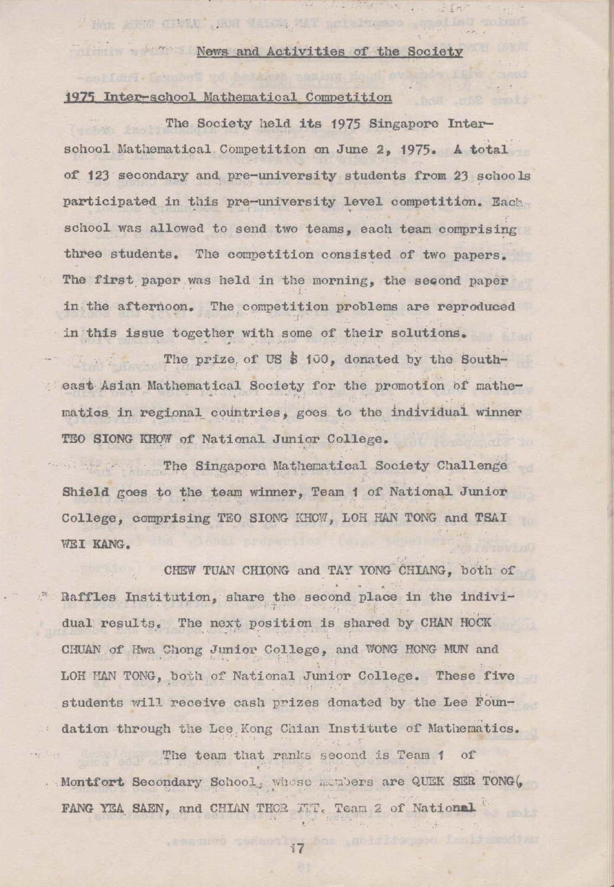## News and Activities of the Society

### 1975 Inter-school Mathematical Competition

The Society held its 1975 Singapore Inter-school Mathematical Competition on June 2, 1975. A total of 123 secondary and pre-university students from 23 schools participated in this pre-university level competition. Each school was allowed to send two teams, each team comprising three students. The competition consisted of two papers. The first paper was held in the morning, the second paper in the afternoon. The competition problems are reproduced in this issue together with some of their solutions.

The prize of US $ 100, donated by the South-east Asian Mathematical Society for the promotion of mathematics in regional countries, goes to the individual winner TEO SIONG KHOW of National Junior College.

The Singapore Mathematical Society Challenge Shield goes to the team winner, Team 1 of National Junior College, comprising TEO SIONG KHOW, LOH HAN TONG and TSAI WEI KANG.

CHEW TUAN CHIONG and TAY YONG CHIANG, both of Raffles Institution, share the second place in the individual results. The next position is shared by CHAN HOCK CHUAN of Hwa Chong Junior College, and WONG HONG MUN and LOH HAN TONG, both of National Junior College. These five students will receive cash prizes donated by the Lee Foundation through the Lee Kong Chian Institute of Mathematics.

The team that ranks second is Team 1 of Montfort Secondary School, whose members are QUEK SER TONG, FANG YEA SAEN, and CHIAN THOR KIT. Team 2 of National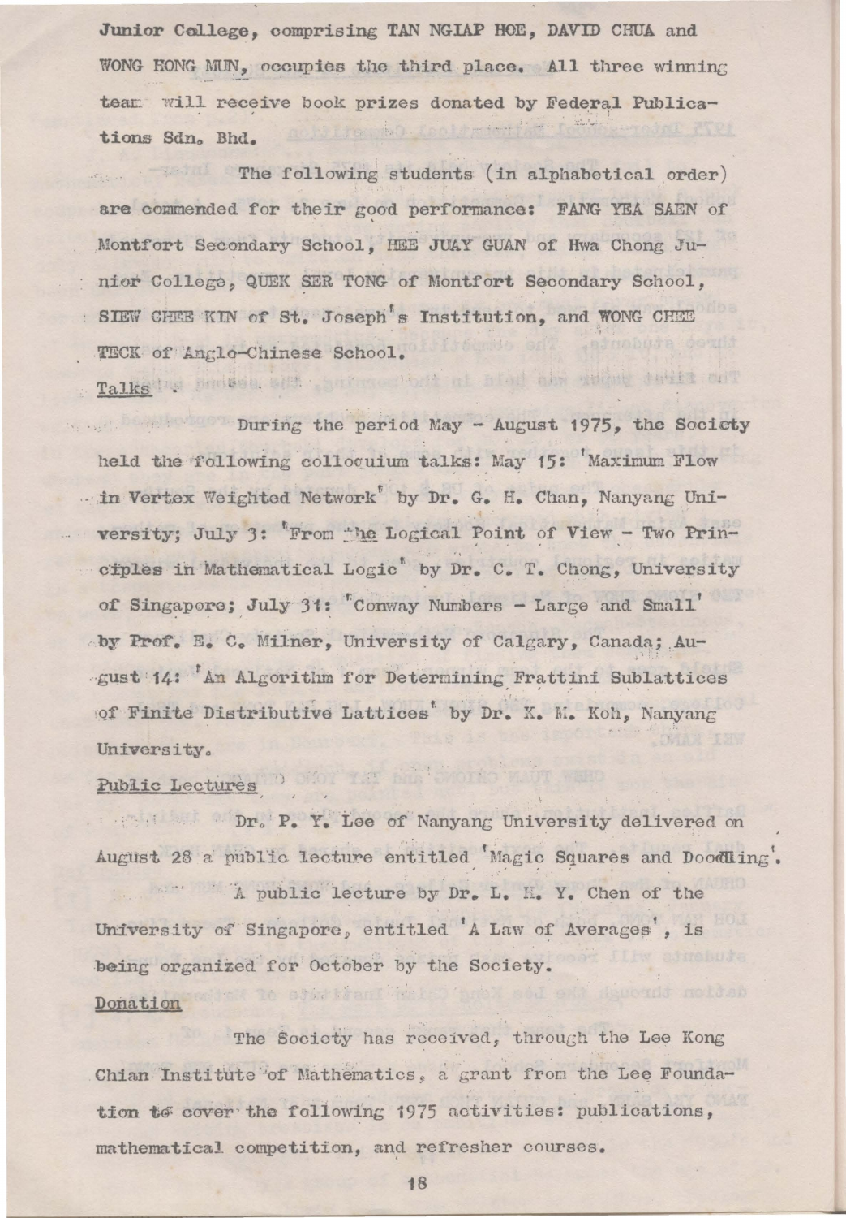Junior College, comprising TAN NGIAP HOE, DAVID CHUA and WONG HONG MUN, occupies the third place. All three winning team will receive book prizes donated by Federal Publications Sdn. Bhd.

The following students (in alphabetical order) are commended for their good performance: FANG YEA SAEN of Montfort Secondary School, HEE JUAY GUAN of Hwa Chong Junior College, QUEK SER TONG of Montfort Secondary School, SIEW CHEE KIN of St. Joseph's Institution, and WONG CHEE TECK of Anglo-Chinese School.

Talks

During the period May - August 1975, the Society held the following colloquium talks: May 15: 'Maximum Flow in Vertex Weighted Network' by Dr. G. H. Chan, Nanyang University; July 3: 'From the Logical Point of View - Two Principles in Mathematical Logic' by Dr. C. T. Chong, University of Singapore; July 31: 'Conway Numbers - Large and Small' by Prof. E. C. Milner, University of Calgary, Canada; August 14: 'An Algorithm for Determining Frattini Sublattices of Finite Distributive Lattices' by Dr. K. M. Koh, Nanyang University.

Public Lectures

Dr. P. Y. Lee of Nanyang University delivered on August 28 a public lecture entitled 'Magic Squares and Doodling'.

A public lecture by Dr. L. H. Y. Chen of the University of Singapore, entitled 'A Law of Averages', is being organized for October by the Society.

Donation

The Society has received, through the Lee Kong Chian Institute of Mathematics, a grant from the Lee Foundation to cover the following 1975 activities: publications, mathematical competition, and refresher courses.